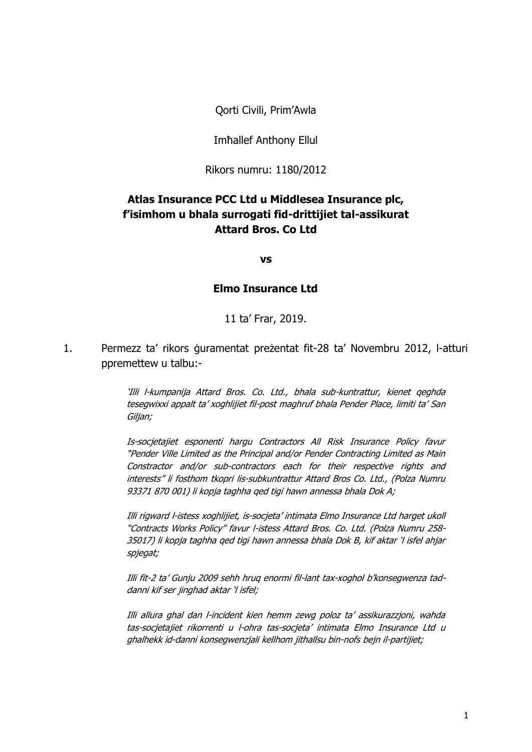Qorti Civili, Prim'Awla

Imħallef Anthony Ellul

Rikors numru: 1180/2012

**Atlas Insurance PCC Ltd u Middlesea Insurance plc, f'isimhom u bhala surrogati fid-drittijiet tal-assikurat Attard Bros. Co Ltd**

**vs**

**Elmo Insurance Ltd**

11 ta' Frar, 2019.

1. Permezz ta' rikors ġuramentat preżentat fit-28 ta' Novembru 2012, l-atturi ppremettew u talbu:-

> *'Illi l-kumpanija Attard Bros. Co. Ltd., bhala sub-kuntrattur, kienet qeghda tesegwixxi appalt ta' xoghlijiet fil-post maghruf bhala Pender Place, limiti ta' San Giljan;*
>
> *Is-socjetajiet esponenti hargu Contractors All Risk Insurance Policy favur "Pender Ville Limited as the Principal and/or Pender Contracting Limited as Main Constractor and/or sub-contractors each for their respective rights and interests" li fosthom tkopri lis-subkuntrattur Attard Bros Co. Ltd., (Polza Numru 93371 870 001) li kopja taghha qed tigi hawn annessa bhala Dok A;*
>
> *Illi rigward l-istess xoghlijiet, is-socjeta' intimata Elmo Insurance Ltd harget ukoll "Contracts Works Policy" favur l-istess Attard Bros. Co. Ltd. (Polza Numru 258-35017) li kopja taghha qed tigi hawn annessa bhala Dok B, kif aktar 'l isfel ahjar spjegat;*
>
> *Illi fit-2 ta' Gunju 2009 sehh hruq enormi fil-lant tax-xoghol b'konsegwenza tad-danni kif ser jinghad aktar 'l isfel;*
>
> *Illi allura ghal dan l-incident kien hemm zewg poloz ta' assikurazzjoni, wahda tas-socjetajiet rikorrenti u l-ohra tas-socjeta' intimata Elmo Insurance Ltd u ghalhekk id-danni konsegwenzjali kellhom jithallsu bin-nofs bejn il-partijiet;*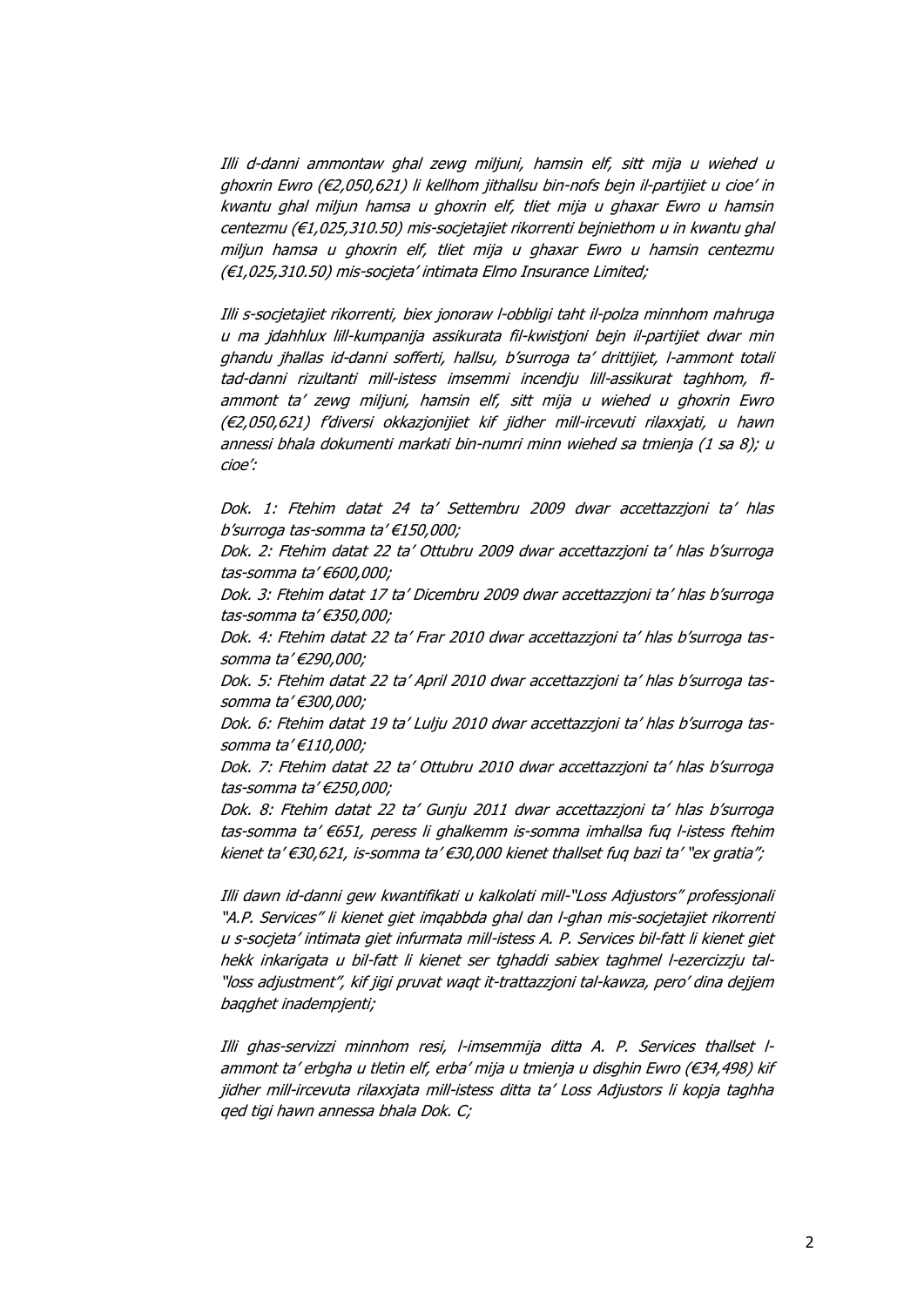*Illi d-danni ammontaw ghal zewg miljuni, hamsin elf, sitt mija u wiehed u ghoxrin Ewro (€2,050,621) li kellhom jithallsu bin-nofs bejn il-partijiet u cioe' in kwantu ghal miljun hamsa u ghoxrin elf, tliet mija u ghaxar Ewro u hamsin centezmu (€1,025,310.50) mis-socjetajiet rikorrenti bejniethom u in kwantu ghal miljun hamsa u ghoxrin elf, tliet mija u ghaxar Ewro u hamsin centezmu (€1,025,310.50) mis-socjeta' intimata Elmo Insurance Limited;*

*Illi s-socjetajiet rikorrenti, biex jonoraw l-obbligi taht il-polza minnhom mahruga u ma jdahhlux lill-kumpanija assikurata fil-kwistjoni bejn il-partijiet dwar min ghandu jhallas id-danni sofferti, hallsu, b'surroga ta' drittijiet, l-ammont totali tad-danni rizultanti mill-istess imsemmi incendju lill-assikurat taghhom, fl-ammont ta' zewg miljuni, hamsin elf, sitt mija u wiehed u ghoxrin Ewro (€2,050,621) f'diversi okkazjonijiet kif jidher mill-ircevuti rilaxxjati, u hawn annessi bhala dokumenti markati bin-numri minn wiehed sa tmienja (1 sa 8); u cioe':*

*Dok. 1: Ftehim datat 24 ta' Settembru 2009 dwar accettazzjoni ta' hlas b'surroga tas-somma ta' €150,000;*
*Dok. 2: Ftehim datat 22 ta' Ottubru 2009 dwar accettazzjoni ta' hlas b'surroga tas-somma ta' €600,000;*
*Dok. 3: Ftehim datat 17 ta' Dicembru 2009 dwar accettazzjoni ta' hlas b'surroga tas-somma ta' €350,000;*
*Dok. 4: Ftehim datat 22 ta' Frar 2010 dwar accettazzjoni ta' hlas b'surroga tas-somma ta' €290,000;*
*Dok. 5: Ftehim datat 22 ta' April 2010 dwar accettazzjoni ta' hlas b'surroga tas-somma ta' €300,000;*
*Dok. 6: Ftehim datat 19 ta' Lulju 2010 dwar accettazzjoni ta' hlas b'surroga tas-somma ta' €110,000;*
*Dok. 7: Ftehim datat 22 ta' Ottubru 2010 dwar accettazzjoni ta' hlas b'surroga tas-somma ta' €250,000;*
*Dok. 8: Ftehim datat 22 ta' Gunju 2011 dwar accettazzjoni ta' hlas b'surroga tas-somma ta' €651, peress li ghalkemm is-somma imhallsa fuq l-istess ftehim kienet ta' €30,621, is-somma ta' €30,000 kienet thallset fuq bazi ta' "ex gratia";*

*Illi dawn id-danni gew kwantifikati u kalkolati mill-"Loss Adjustors" professjonali "A.P. Services" li kienet giet imqabbda ghal dan l-ghan mis-socjetajiet rikorrenti u s-socjeta' intimata giet infurmata mill-istess A. P. Services bil-fatt li kienet giet hekk inkarigata u bil-fatt li kienet ser tghaddi sabiex taghmel l-ezercizzju tal-"loss adjustment", kif jigi pruvat waqt it-trattazzjoni tal-kawza, pero' dina dejjem baqghet inadempjenti;*

*Illi ghas-servizzi minnhom resi, l-imsemmija ditta A. P. Services thallset l-ammont ta' erbgha u tletin elf, erba' mija u tmienja u disghin Ewro (€34,498) kif jidher mill-ircevuta rilaxxjata mill-istess ditta ta' Loss Adjustors li kopja taghha qed tigi hawn annessa bhala Dok. C;*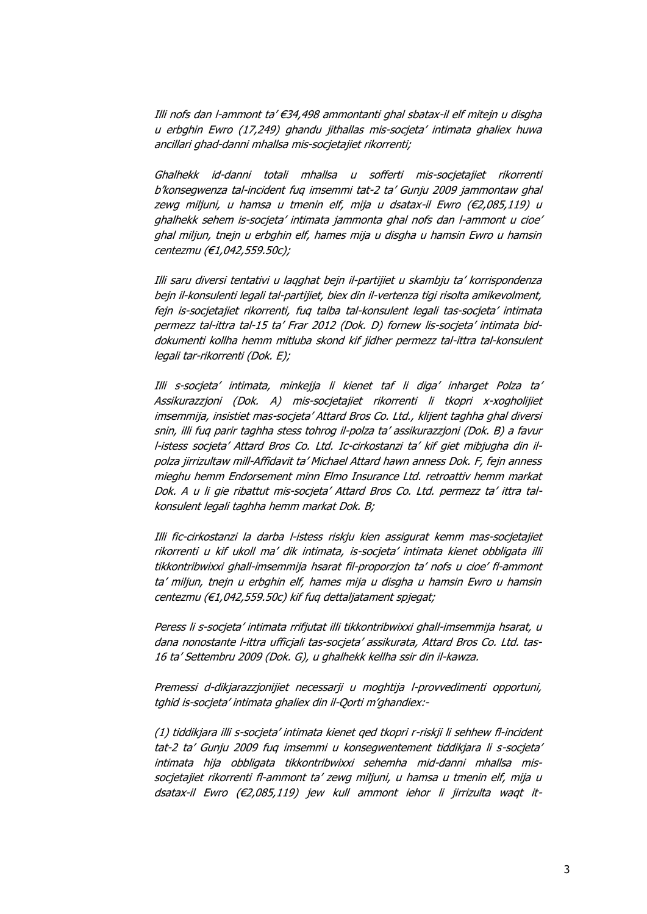*Illi nofs dan l-ammont ta' €34,498 ammontanti ghal sbatax-il elf mitejn u disgha u erbghin Ewro (17,249) ghandu jithallas mis-socjeta' intimata ghaliex huwa ancillari ghad-danni mhallsa mis-socjetajiet rikorrenti;*

*Ghalhekk id-danni totali mhallsa u sofferti mis-socjetajiet rikorrenti b'konsegwenza tal-incident fuq imsemmi tat-2 ta' Gunju 2009 jammontaw ghal zewg miljuni, u hamsa u tmenin elf, mija u dsatax-il Ewro (€2,085,119) u ghalhekk sehem is-socjeta' intimata jammonta ghal nofs dan l-ammont u cioe' ghal miljun, tnejn u erbghin elf, hames mija u disgha u hamsin Ewro u hamsin centezmu (€1,042,559.50c);*

*Illi saru diversi tentativi u laqghat bejn il-partijiet u skambju ta' korrispondenza bejn il-konsulenti legali tal-partijiet, biex din il-vertenza tigi risolta amikevolment, fejn is-socjetajiet rikorrenti, fuq talba tal-konsulent legali tas-socjeta' intimata permezz tal-ittra tal-15 ta' Frar 2012 (Dok. D) fornew lis-socjeta' intimata bid-dokumenti kollha hemm mitluba skond kif jidher permezz tal-ittra tal-konsulent legali tar-rikorrenti (Dok. E);*

*Illi s-socjeta' intimata, minkejja li kienet taf li diga' inharget Polza ta' Assikurazzjoni (Dok. A) mis-socjetajiet rikorrenti li tkopri x-xogholijiet imsemmija, insistiet mas-socjeta' Attard Bros Co. Ltd., klijent taghha ghal diversi snin, illi fuq parir taghha stess tohrog il-polza ta' assikurazzjoni (Dok. B) a favur l-istess socjeta' Attard Bros Co. Ltd. Ic-cirkostanzi ta' kif giet mibjugha din il-polza jirrizultaw mill-Affidavit ta' Michael Attard hawn anness Dok. F, fejn anness mieghu hemm Endorsement minn Elmo Insurance Ltd. retroattiv hemm markat Dok. A u li gie ribattut mis-socjeta' Attard Bros Co. Ltd. permezz ta' ittra tal-konsulent legali taghha hemm markat Dok. B;*

*Illi fic-cirkostanzi la darba l-istess riskju kien assigurat kemm mas-socjetajiet rikorrenti u kif ukoll ma' dik intimata, is-socjeta' intimata kienet obbligata illi tikkontribwixxi ghall-imsemmija hsarat fil-proporzjon ta' nofs u cioe' fl-ammont ta' miljun, tnejn u erbghin elf, hames mija u disgha u hamsin Ewro u hamsin centezmu (€1,042,559.50c) kif fuq dettaljatament spjegat;*

*Peress li s-socjeta' intimata rrifjutat illi tikkontribwixxi ghall-imsemmija hsarat, u dana nonostante l-ittra ufficjali tas-socjeta' assikurata, Attard Bros Co. Ltd. tas-16 ta' Settembru 2009 (Dok. G), u ghalhekk kellha ssir din il-kawza.*

*Premessi d-dikjarazzjonijiet necessarji u moghtija l-provvedimenti opportuni, tghid is-socjeta' intimata ghaliex din il-Qorti m'ghandiex:-*

*(1) tiddikjara illi s-socjeta' intimata kienet qed tkopri r-riskji li sehhew fl-incident tat-2 ta' Gunju 2009 fuq imsemmi u konsegwentement tiddikjara li s-socjeta' intimata hija obbligata tikkontribwixxi sehemha mid-danni mhallsa mis-socjetajiet rikorrenti fl-ammont ta' zewg miljuni, u hamsa u tmenin elf, mija u dsatax-il Ewro (€2,085,119) jew kull ammont iehor li jirrizulta waqt it-*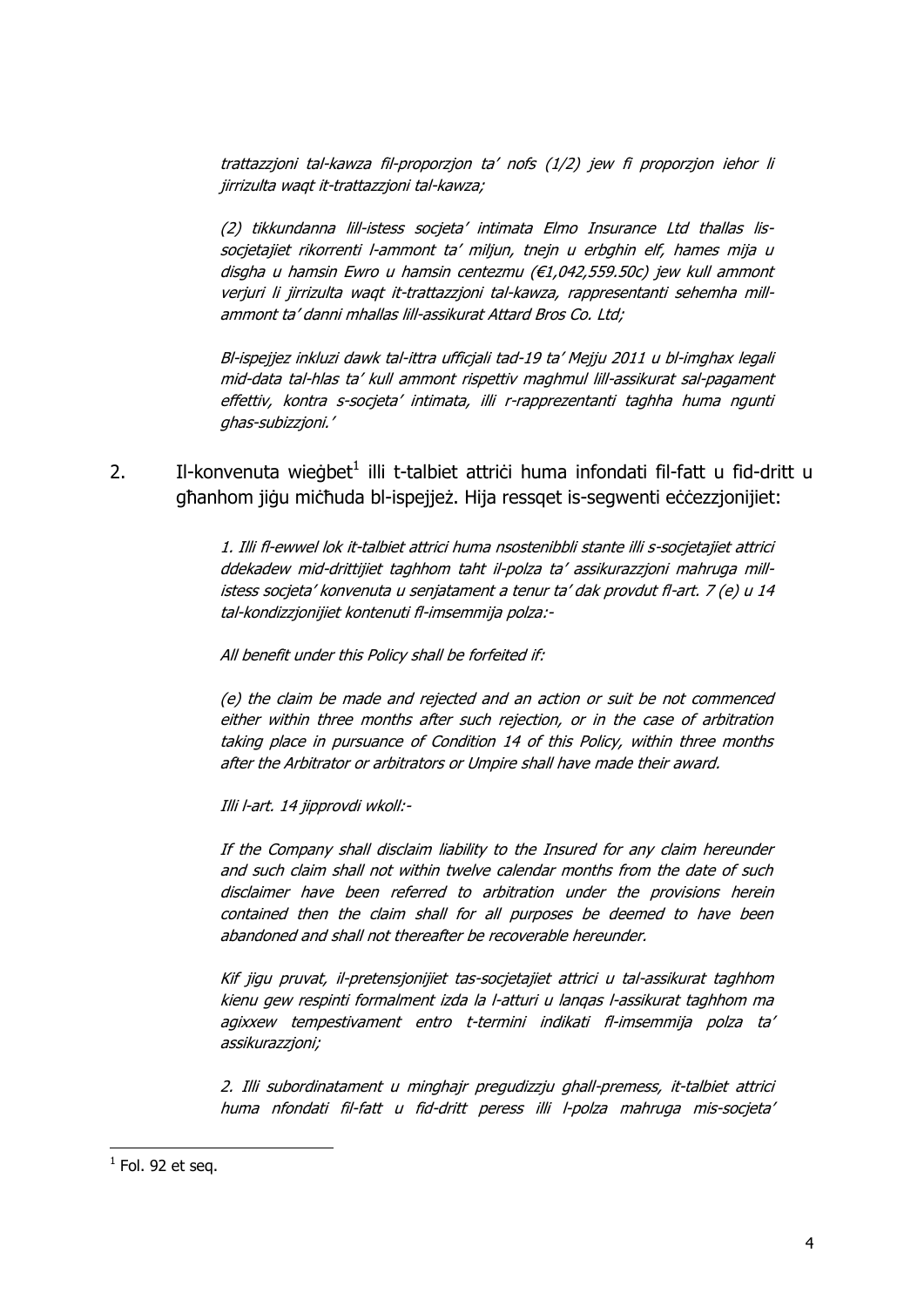*trattazzjoni tal-kawza fil-proporzjon ta' nofs (1/2) jew fi proporzjon iehor li jirrizulta waqt it-trattazzjoni tal-kawza;*

*(2) tikkundanna lill-istess socjeta' intimata Elmo Insurance Ltd thallas lis-socjetajiet rikorrenti l-ammont ta' miljun, tnejn u erbghin elf, hames mija u disgha u hamsin Ewro u hamsin centezmu (€1,042,559.50c) jew kull ammont verjuri li jirrizulta waqt it-trattazzjoni tal-kawza, rappresentanti sehemha mill-ammont ta' danni mhallas lill-assikurat Attard Bros Co. Ltd;*

*Bl-ispejjez inkluzi dawk tal-ittra ufficjali tad-19 ta' Mejju 2011 u bl-imghax legali mid-data tal-hlas ta' kull ammont rispettiv maghmul lill-assikurat sal-pagament effettiv, kontra s-socjeta' intimata, illi r-rapprezentanti taghha huma ngunti ghas-subizzjoni.'*

2. Il-konvenuta wieġbet[1] illi t-talbiet attriċi huma infondati fil-fatt u fid-dritt u għanhom jiġu miċħuda bl-ispejjeż. Hija ressqet is-segwenti eċċezzjonijiet:

*1. Illi fl-ewwel lok it-talbiet attrici huma nsostenibbli stante illi s-socjetajiet attrici ddekadew mid-drittijiet taghhom taht il-polza ta' assikurazzjoni mahruga mill-istess socjeta' konvenuta u senjatament a tenur ta' dak provdut fl-art. 7 (e) u 14 tal-kondizzjonijiet kontenuti fl-imsemmija polza:-*

*All benefit under this Policy shall be forfeited if:*

*(e) the claim be made and rejected and an action or suit be not commenced either within three months after such rejection, or in the case of arbitration taking place in pursuance of Condition 14 of this Policy, within three months after the Arbitrator or arbitrators or Umpire shall have made their award.*

*Illi l-art. 14 jipprovdi wkoll:-*

*If the Company shall disclaim liability to the Insured for any claim hereunder and such claim shall not within twelve calendar months from the date of such disclaimer have been referred to arbitration under the provisions herein contained then the claim shall for all purposes be deemed to have been abandoned and shall not thereafter be recoverable hereunder.*

*Kif jigu pruvat, il-pretensjonijiet tas-socjetajiet attrici u tal-assikurat taghhom kienu gew respinti formalment izda la l-atturi u lanqas l-assikurat taghhom ma agixxew tempestivament entro t-termini indikati fl-imsemmija polza ta' assikurazzjoni;*

*2. Illi subordinatament u minghajr pregudizzju ghall-premess, it-talbiet attrici huma nfondati fil-fatt u fid-dritt peress illi l-polza mahruga mis-socjeta'*

[1] Fol. 92 et seq.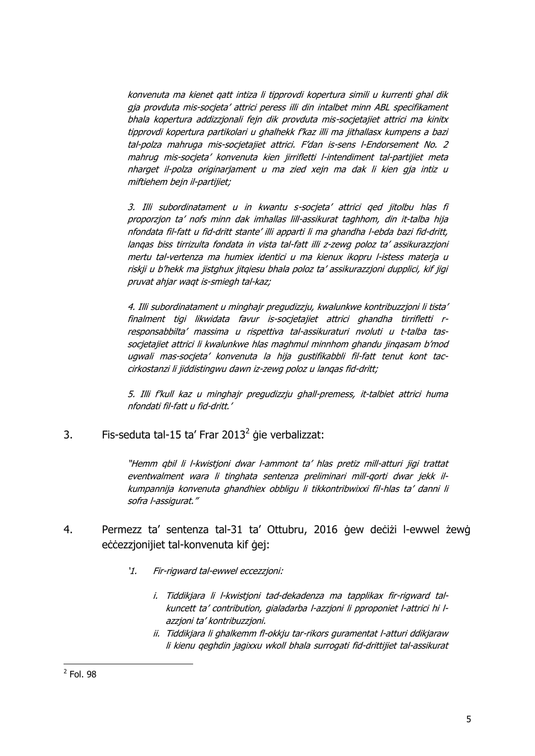*konvenuta ma kienet qatt intiza li tipprovdi kopertura simili u kurrenti ghal dik gja provduta mis-socjeta' attrici peress illi din intalbet minn ABL specifikament bhala kopertura addizzjonali fejn dik provduta mis-socjetajiet attrici ma kinitx tipprovdi kopertura partikolari u ghalhekk f'kaz illi ma jithallasx kumpens a bazi tal-polza mahruga mis-socjetajiet attrici. F'dan is-sens l-Endorsement No. 2 mahrug mis-socjeta' konvenuta kien jirrifletti l-intendiment tal-partijiet meta nharget il-polza originarjament u ma zied xejn ma dak li kien gja intiz u miftiehem bejn il-partijiet;*

*3. Illi subordinatament u in kwantu s-socjeta' attrici qed jitolbu hlas fi proporzjon ta' nofs minn dak imhallas lill-assikurat taghhom, din it-talba hija nfondata fil-fatt u fid-dritt stante' illi apparti li ma ghandha l-ebda bazi fid-dritt, lanqas biss tirrizulta fondata in vista tal-fatt illi z-zewg poloz ta' assikurazzjoni mertu tal-vertenza ma humiex identici u ma kienux ikopru l-istess materja u riskji u b'hekk ma jistghux jitqiesu bhala poloz ta' assikurazzjoni dupplici, kif jigi pruvat ahjar waqt is-smiegh tal-kaz;*

*4. Illi subordinatament u minghajr pregudizzju, kwalunkwe kontribuzzjoni li tista' finalment tigi likwidata favur is-socjetajiet attrici ghandha tirrifletti r-responsabbilta' massima u rispettiva tal-assikuraturi nvoluti u t-talba tas-socjetajiet attrici li kwalunkwe hlas maghmul minnhom ghandu jinqasam b'mod ugwali mas-socjeta' konvenuta la hija gustifikabbli fil-fatt tenut kont tac-cirkostanzi li jiddistingwu dawn iz-zewg poloz u lanqas fid-dritt;*

*5. Illi f'kull kaz u minghajr pregudizzju ghall-premess, it-talbiet attrici huma nfondati fil-fatt u fid-dritt.'*

3. Fis-seduta tal-15 ta' Frar 2013[2] ġie verbalizzat:

*"Hemm qbil li l-kwistjoni dwar l-ammont ta' hlas pretiz mill-atturi jigi trattat eventwalment wara li tinghata sentenza preliminari mill-qorti dwar jekk il-kumpannija konvenuta ghandhiex obbligu li tikkontribwixxi fil-hlas ta' danni li sofra l-assigurat."*

4. Permezz ta' sentenza tal-31 ta' Ottubru, 2016 ġew deċiżi l-ewwel żewġ eċċezzjonijiet tal-konvenuta kif ġej:

*'1. Fir-rigward tal-ewwel eccezzjoni:*

*i. Tiddikjara li l-kwistjoni tad-dekadenza ma tapplikax fir-rigward tal-kuncett ta' contribution, gialadarba l-azzjoni li pproponiet l-attrici hi l-azzjoni ta' kontribuzzjoni.*

*ii. Tiddikjara li ghalkemm fl-okkju tar-rikors guramentat l-atturi ddikjaraw li kienu qeghdin jagixxu wkoll bhala surrogati fid-drittijiet tal-assikurat*

---

[2] Fol. 98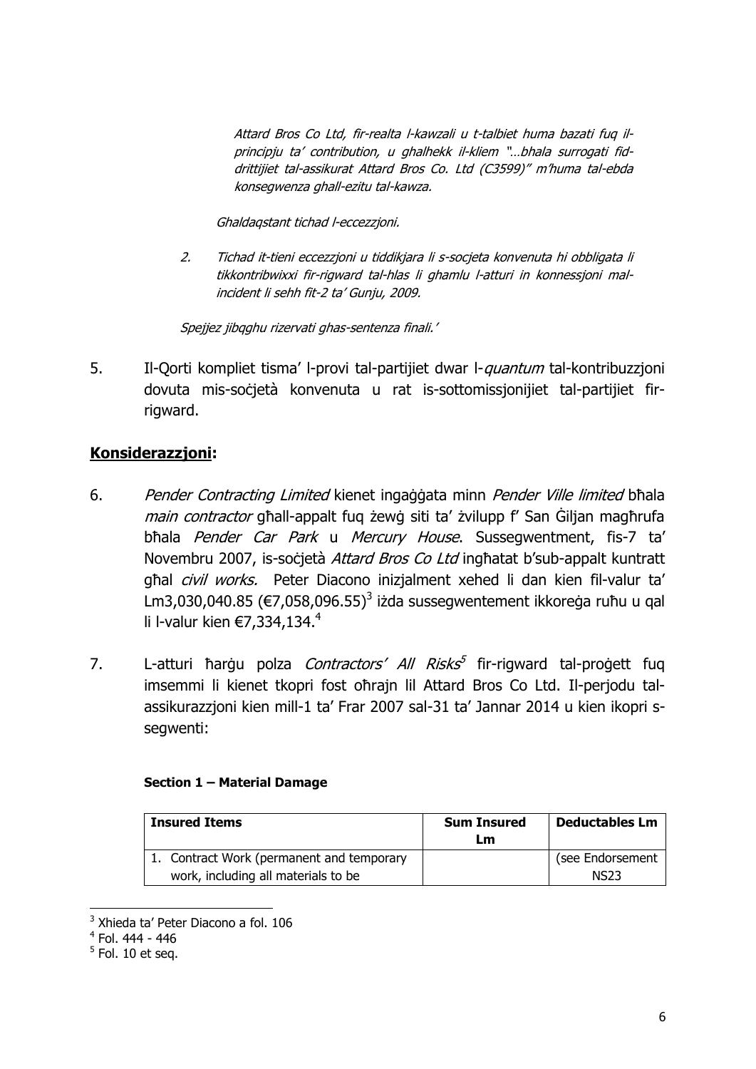*Attard Bros Co Ltd, fir-realta l-kawzali u t-talbiet huma bazati fuq il-principju ta' contribution, u ghalhekk il-kliem "…bhala surrogati fid-drittijiet tal-assikurat Attard Bros Co. Ltd (C3599)" m'huma tal-ebda konsegwenza ghall-ezitu tal-kawza.*

*Ghaldaqstant tichad l-eccezzjoni.*

*2. Tichad it-tieni eccezzjoni u tiddikjara li s-socjeta konvenuta hi obbligata li tikkontribwixxi fir-rigward tal-hlas li ghamlu l-atturi in konnessjoni mal-incident li sehh fit-2 ta' Gunju, 2009.*

*Spejjez jibqghu rizervati ghas-sentenza finali.'*

5. Il-Qorti kompliet tisma' l-provi tal-partijiet dwar l-*quantum* tal-kontribuzzjoni dovuta mis-soċjetà konvenuta u rat is-sottomissjonijiet tal-partijiet fir-rigward.

## Konsiderazzjoni:

6. *Pender Contracting Limited* kienet ingaġġata minn *Pender Ville limited* bħala *main contractor* għall-appalt fuq żewġ siti ta' żvilupp f' San Ġiljan magħrufa bħala *Pender Car Park* u *Mercury House*. Sussegwentment, fis-7 ta' Novembru 2007, is-soċjetà *Attard Bros Co Ltd* ingħatat b'sub-appalt kuntratt għal *civil works.* Peter Diacono inizjalment xehed li dan kien fil-valur ta' Lm3,030,040.85 (€7,058,096.55)[3] iżda sussegwentement ikkoreġa ruħu u qal li l-valur kien €7,334,134.[4]

7. L-atturi ħarġu polza *Contractors' All Risks*[5] fir-rigward tal-proġett fuq imsemmi li kienet tkopri fost oħrajn lil Attard Bros Co Ltd. Il-perjodu tal-assikurazzjoni kien mill-1 ta' Frar 2007 sal-31 ta' Jannar 2014 u kien ikopri s-segwenti:

**Section 1 – Material Damage**

| Insured Items | Sum Insured Lm | Deductables Lm |
|---|---|---|
| 1. Contract Work (permanent and temporary work, including all materials to be | | (see Endorsement NS23 |

[3] Xhieda ta' Peter Diacono a fol. 106
[4] Fol. 444 - 446
[5] Fol. 10 et seq.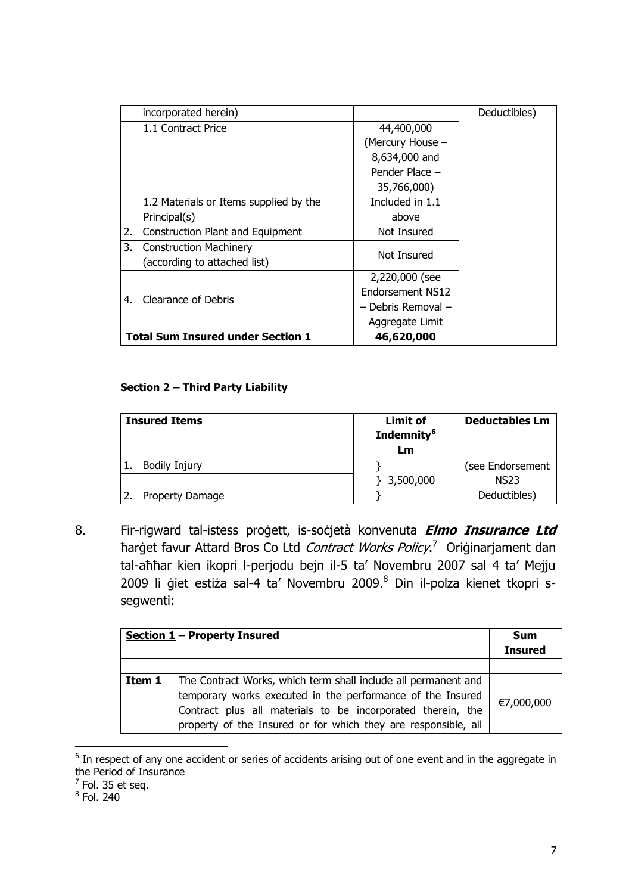| | | |
|---|---|---|
| incorporated herein) | | Deductibles) |
| 1.1 Contract Price | 44,400,000 (Mercury House – 8,634,000 and Pender Place – 35,766,000) | |
| 1.2 Materials or Items supplied by the Principal(s) | Included in 1.1 above | |
| 2. Construction Plant and Equipment | Not Insured | |
| 3. Construction Machinery (according to attached list) | Not Insured | |
| 4. Clearance of Debris | 2,220,000 (see Endorsement NS12 – Debris Removal – Aggregate Limit | |
| **Total Sum Insured under Section 1** | **46,620,000** | |

**Section 2 – Third Party Liability**

| Insured Items | Limit of Indemnity[6] Lm | Deductables Lm |
|---|---|---|
| 1. Bodily Injury | } | (see Endorsement |
| | } 3,500,000 | NS23 |
| 2. Property Damage | } | Deductibles) |

8. Fir-rigward tal-istess proġett, is-soċjetà konvenuta ***Elmo Insurance Ltd*** ħarġet favur Attard Bros Co Ltd *Contract Works Policy*.[7] Oriġinarjament dan tal-aħħar kien ikopri l-perjodu bejn il-5 ta' Novembru 2007 sal 4 ta' Mejju 2009 li ġiet estiża sal-4 ta' Novembru 2009.[8] Din il-polza kienet tkopri s-segwenti:

| **Section 1 – Property Insured** | | **Sum Insured** |
|---|---|---|
| | | |
| **Item 1** | The Contract Works, which term shall include all permanent and temporary works executed in the performance of the Insured Contract plus all materials to be incorporated therein, the property of the Insured or for which they are responsible, all | €7,000,000 |

[6] In respect of any one accident or series of accidents arising out of one event and in the aggregate in the Period of Insurance

[7] Fol. 35 et seq.

[8] Fol. 240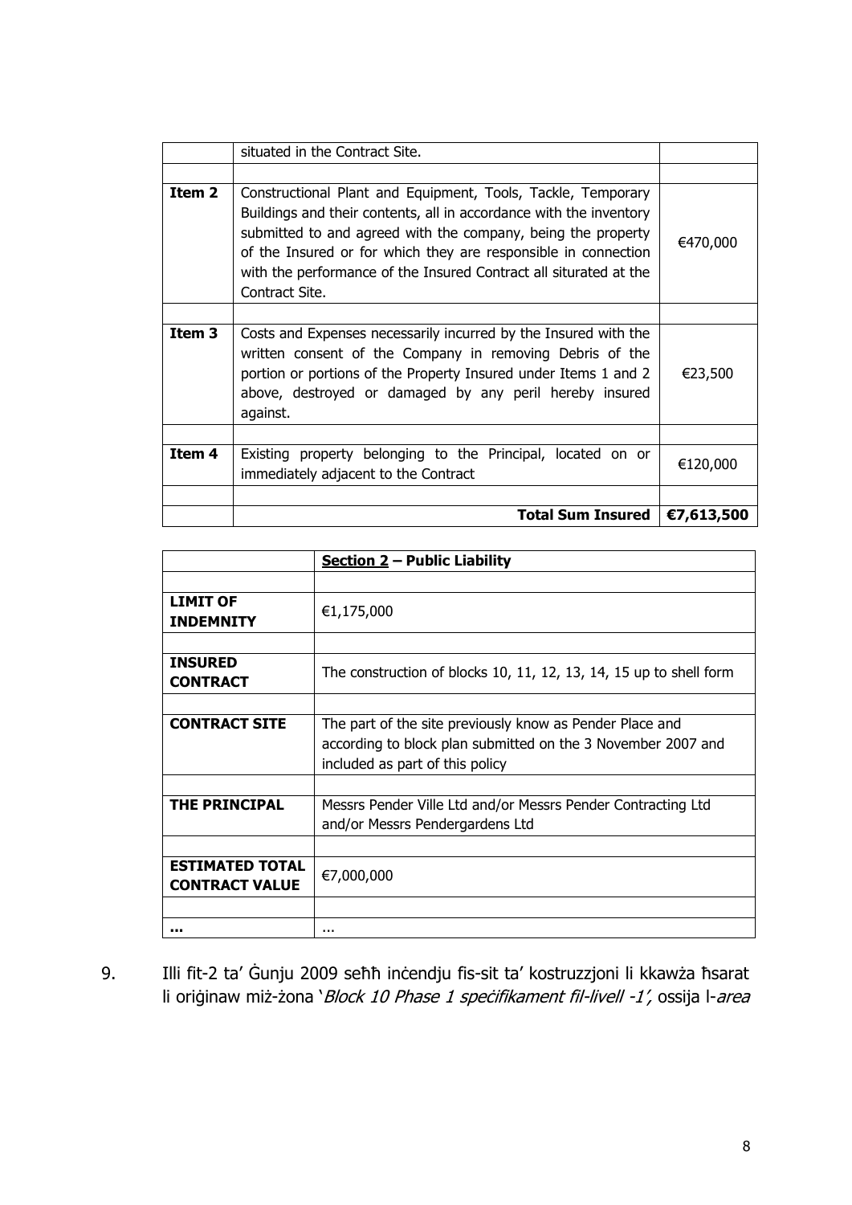| | | |
|---|---|---|
| | situated in the Contract Site. | |
| | | |
| **Item 2** | Constructional Plant and Equipment, Tools, Tackle, Temporary Buildings and their contents, all in accordance with the inventory submitted to and agreed with the company, being the property of the Insured or for which they are responsible in connection with the performance of the Insured Contract all siturated at the Contract Site. | €470,000 |
| | | |
| **Item 3** | Costs and Expenses necessarily incurred by the Insured with the written consent of the Company in removing Debris of the portion or portions of the Property Insured under Items 1 and 2 above, destroyed or damaged by any peril hereby insured against. | €23,500 |
| | | |
| **Item 4** | Existing property belonging to the Principal, located on or immediately adjacent to the Contract | €120,000 |
| | | |
| | **Total Sum Insured** | **€7,613,500** |

| | **Section 2 – Public Liability** |
|---|---|
| | |
| **LIMIT OF INDEMNITY** | €1,175,000 |
| | |
| **INSURED CONTRACT** | The construction of blocks 10, 11, 12, 13, 14, 15 up to shell form |
| | |
| **CONTRACT SITE** | The part of the site previously know as Pender Place and according to block plan submitted on the 3 November 2007 and included as part of this policy |
| | |
| **THE PRINCIPAL** | Messrs Pender Ville Ltd and/or Messrs Pender Contracting Ltd and/or Messrs Pendergardens Ltd |
| | |
| **ESTIMATED TOTAL CONTRACT VALUE** | €7,000,000 |
| | |
| **...** | ... |

9. Illi fit-2 ta' Ġunju 2009 seħħ inċendju fis-sit ta' kostruzzjoni li kkawża ħsarat li oriġinaw miż-żona '*Block 10 Phase 1 speċifikament fil-livell -1',* ossija l-*area*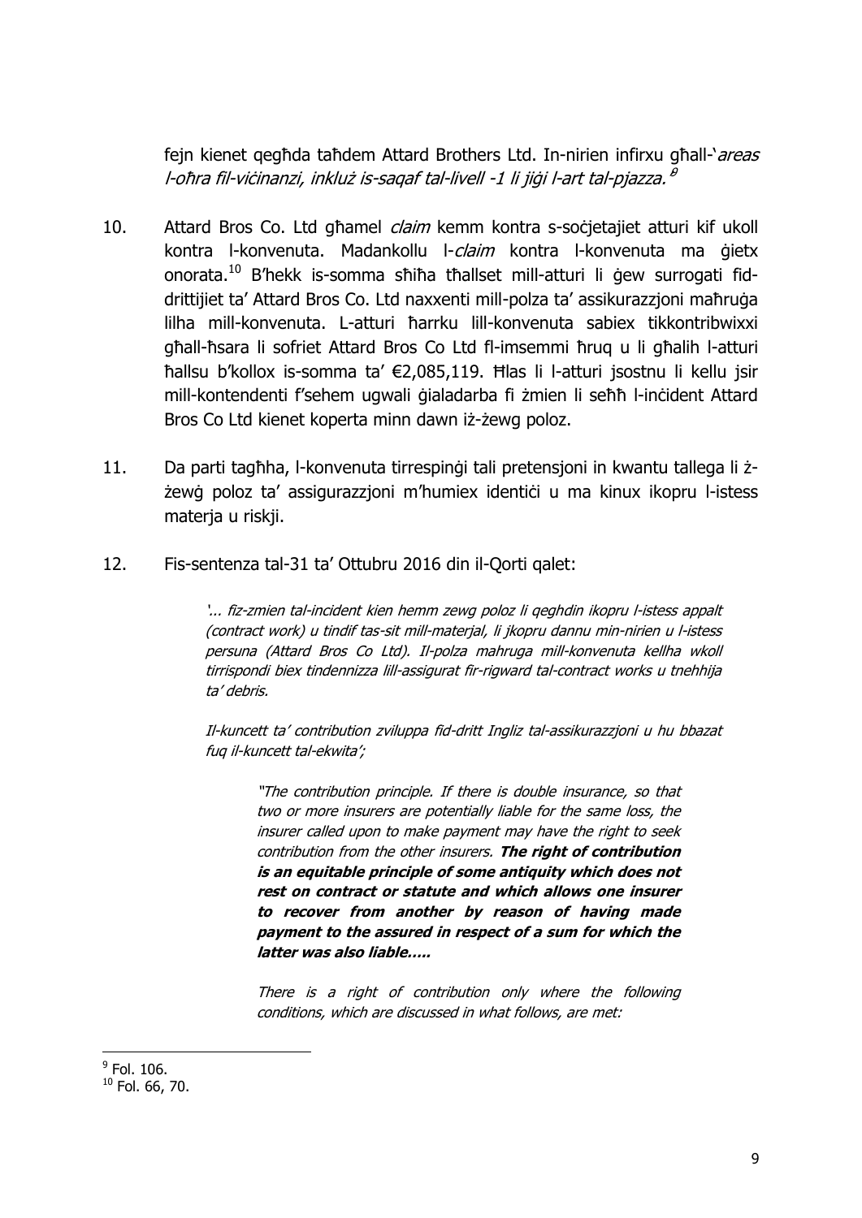fejn kienet qegħda taħdem Attard Brothers Ltd. In-nirien infirxu għall-'*areas l-oħra fil-viċinanzi, inkluż is-saqaf tal-livell -1 li jiġi l-art tal-pjazza.*'[9]

10. Attard Bros Co. Ltd għamel *claim* kemm kontra s-soċjetajiet atturi kif ukoll kontra l-konvenuta. Madankollu l-*claim* kontra l-konvenuta ma ġietx onorata.[10] B'hekk is-somma sħiħa tħallset mill-atturi li ġew surrogati fid-drittijiet ta' Attard Bros Co. Ltd naxxenti mill-polza ta' assikurazzjoni maħruġa lilha mill-konvenuta. L-atturi ħarrku lill-konvenuta sabiex tikkontribwixxi għall-ħsara li sofriet Attard Bros Co Ltd fl-imsemmi ħruq u li għalih l-atturi ħallsu b'kollox is-somma ta' €2,085,119. Ħlas li l-atturi jsostnu li kellu jsir mill-kontendenti f'sehem ugwali ġialadarba fi żmien li seħħ l-inċident Attard Bros Co Ltd kienet koperta minn dawn iż-żewg poloz.

11. Da parti tagħha, l-konvenuta tirrespinġi tali pretensjoni in kwantu tallega li ż-żewġ poloz ta' assigurazzjoni m'humiex identiċi u ma kinux ikopru l-istess materja u riskji.

12. Fis-sentenza tal-31 ta' Ottubru 2016 din il-Qorti qalet:

> *'... fiz-zmien tal-incident kien hemm zewg poloz li qeghdin ikopru l-istess appalt (contract work) u tindif tas-sit mill-materjal, li jkopru dannu min-nirien u l-istess persuna (Attard Bros Co Ltd). Il-polza mahruga mill-konvenuta kellha wkoll tirrispondi biex tindennizza lill-assigurat fir-rigward tal-contract works u tnehhija ta' debris.*
>
> *Il-kuncett ta' contribution zviluppa fid-dritt Ingliz tal-assikurazzjoni u hu bbazat fuq il-kuncett tal-ekwita';*
>
> > *"The contribution principle. If there is double insurance, so that two or more insurers are potentially liable for the same loss, the insurer called upon to make payment may have the right to seek contribution from the other insurers.* ***The right of contribution is an equitable principle of some antiquity which does not rest on contract or statute and which allows one insurer to recover from another by reason of having made payment to the assured in respect of a sum for which the latter was also liable.....***
> >
> > *There is a right of contribution only where the following conditions, which are discussed in what follows, are met:*

---

[9] Fol. 106.

[10] Fol. 66, 70.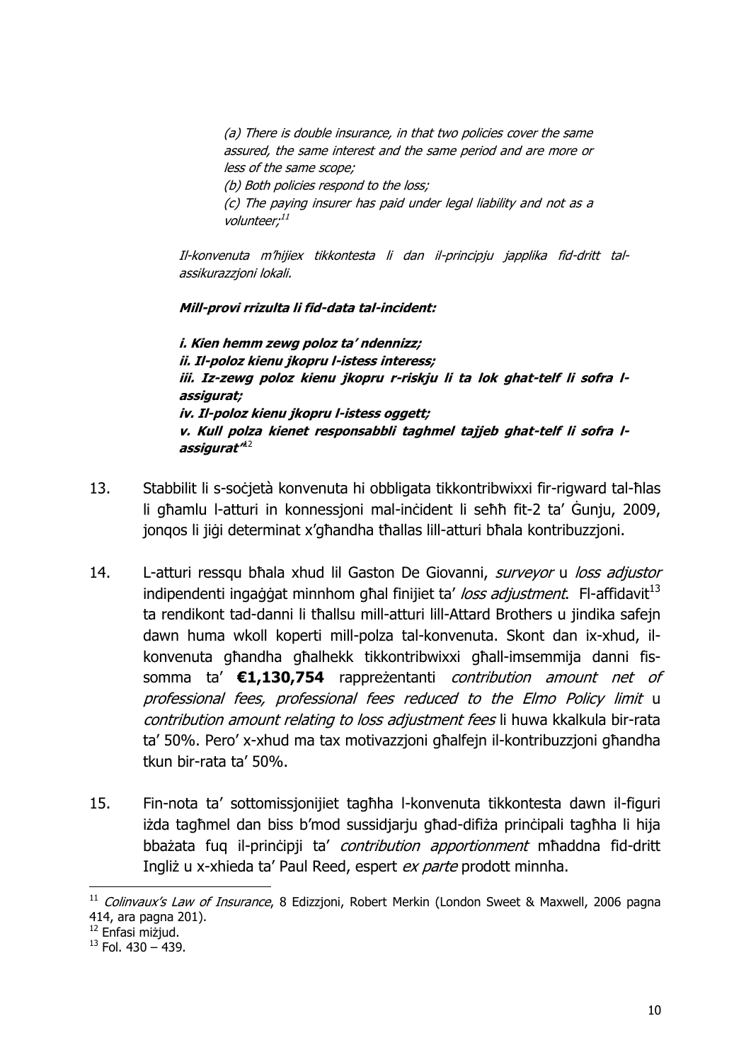> *(a) There is double insurance, in that two policies cover the same assured, the same interest and the same period and are more or less of the same scope;*
>
> *(b) Both policies respond to the loss;*
>
> *(c) The paying insurer has paid under legal liability and not as a volunteer;*[11]

*Il-konvenuta m'hijiex tikkontesta li dan il-principju japplika fid-dritt tal-assikurazzjoni lokali.*

***Mill-provi rrizulta li fid-data tal-incident:***

***i. Kien hemm zewg poloz ta' ndennizz;***
***ii. Il-poloz kienu jkopru l-istess interess;***
***iii. Iz-zewg poloz kienu jkopru r-riskju li ta lok ghat-telf li sofra l-assigurat;***
***iv. Il-poloz kienu jkopru l-istess oggett;***
***v. Kull polza kienet responsabbli taghmel tajjeb ghat-telf li sofra l-assigurat'***[12]

13. Stabbilit li s-soċjetà konvenuta hi obbligata tikkontribwixxi fir-rigward tal-ħlas li għamlu l-atturi in konnessjoni mal-inċident li seħħ fit-2 ta' Ġunju, 2009, jonqos li jiġi determinat x'għandha tħallas lill-atturi bħala kontribuzzjoni.

14. L-atturi ressqu bħala xhud lil Gaston De Giovanni, *surveyor* u *loss adjustor* indipendenti ingaġġat minnhom għal finijiet ta' *loss adjustment*. Fl-affidavit[13] ta rendikont tad-danni li tħallsu mill-atturi lill-Attard Brothers u jindika safejn dawn huma wkoll koperti mill-polza tal-konvenuta. Skont dan ix-xhud, il-konvenuta għandha għalhekk tikkontribwixxi għall-imsemmija danni fis-somma ta' **€1,130,754** rappreżentanti *contribution amount net of professional fees, professional fees reduced to the Elmo Policy limit* u *contribution amount relating to loss adjustment fees* li huwa kkalkula bir-rata ta' 50%. Pero' x-xhud ma tax motivazzjoni għalfejn il-kontribuzzjoni għandha tkun bir-rata ta' 50%.

15. Fin-nota ta' sottomissjonijiet tagħha l-konvenuta tikkontesta dawn il-figuri iżda tagħmel dan biss b'mod sussidjarju għad-difiża prinċipali tagħha li hija bbażata fuq il-prinċipji ta' *contribution apportionment* mħaddna fid-dritt Ingliż u x-xhieda ta' Paul Reed, espert *ex parte* prodott minnha.

---

[11] *Colinvaux's Law of Insurance*, 8 Edizzjoni, Robert Merkin (London Sweet & Maxwell, 2006 pagna 414, ara pagna 201).

[12] Enfasi miżjud.

[13] Fol. 430 – 439.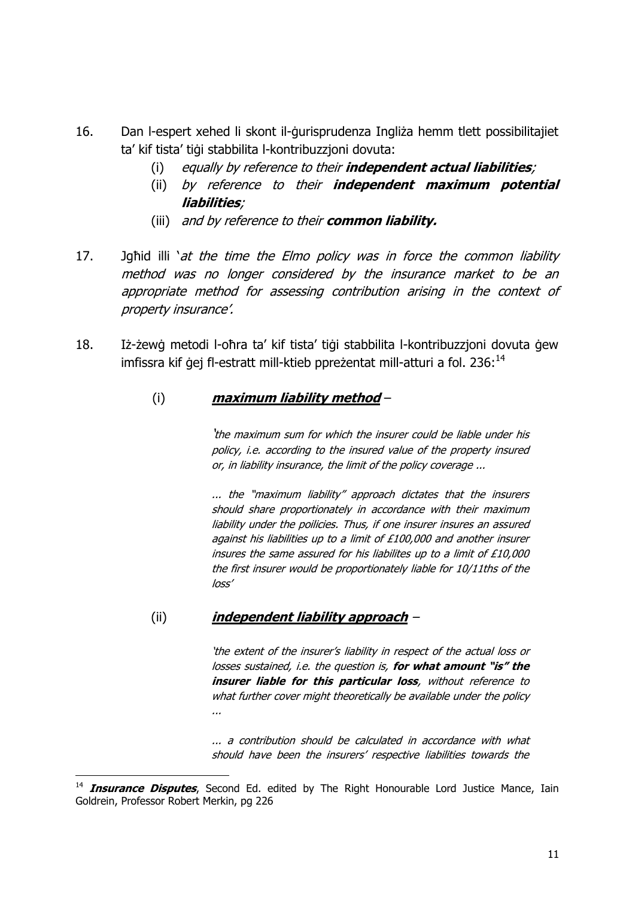16. Dan l-espert xehed li skont il-ġurisprudenza Ingliża hemm tlett possibilitajiet ta' kif tista' tiġi stabbilita l-kontribuzzjoni dovuta:
    - (i) *equally by reference to their **independent actual liabilities**;*
    - (ii) *by reference to their **independent maximum potential liabilities**;*
    - (iii) *and by reference to their **common liability.***

17. Jgħid illi '*at the time the Elmo policy was in force the common liability method was no longer considered by the insurance market to be an appropriate method for assessing contribution arising in the context of property insurance'.*

18. Iż-żewġ metodi l-oħra ta' kif tista' tiġi stabbilita l-kontribuzzjoni dovuta ġew imfissra kif ġej fl-estratt mill-ktieb ppreżentat mill-atturi a fol. 236:[14]

    (i) ***maximum liability method*** –

    > '*the maximum sum for which the insurer could be liable under his policy, i.e. according to the insured value of the property insured or, in liability insurance, the limit of the policy coverage ...*
    >
    > *... the "maximum liability" approach dictates that the insurers should share proportionately in accordance with their maximum liability under the poilicies. Thus, if one insurer insures an assured against his liabilities up to a limit of £100,000 and another insurer insures the same assured for his liabilites up to a limit of £10,000 the first insurer would be proportionately liable for 10/11ths of the loss'*

    (ii) ***independent liability approach*** –

    > '*the extent of the insurer's liability in respect of the actual loss or losses sustained, i.e. the question is, **for what amount "is" the insurer liable for this particular loss**, without reference to what further cover might theoretically be available under the policy ...*
    >
    > *... a contribution should be calculated in accordance with what should have been the insurers' respective liabilities towards the*

[14] ***Insurance Disputes***, Second Ed. edited by The Right Honourable Lord Justice Mance, Iain Goldrein, Professor Robert Merkin, pg 226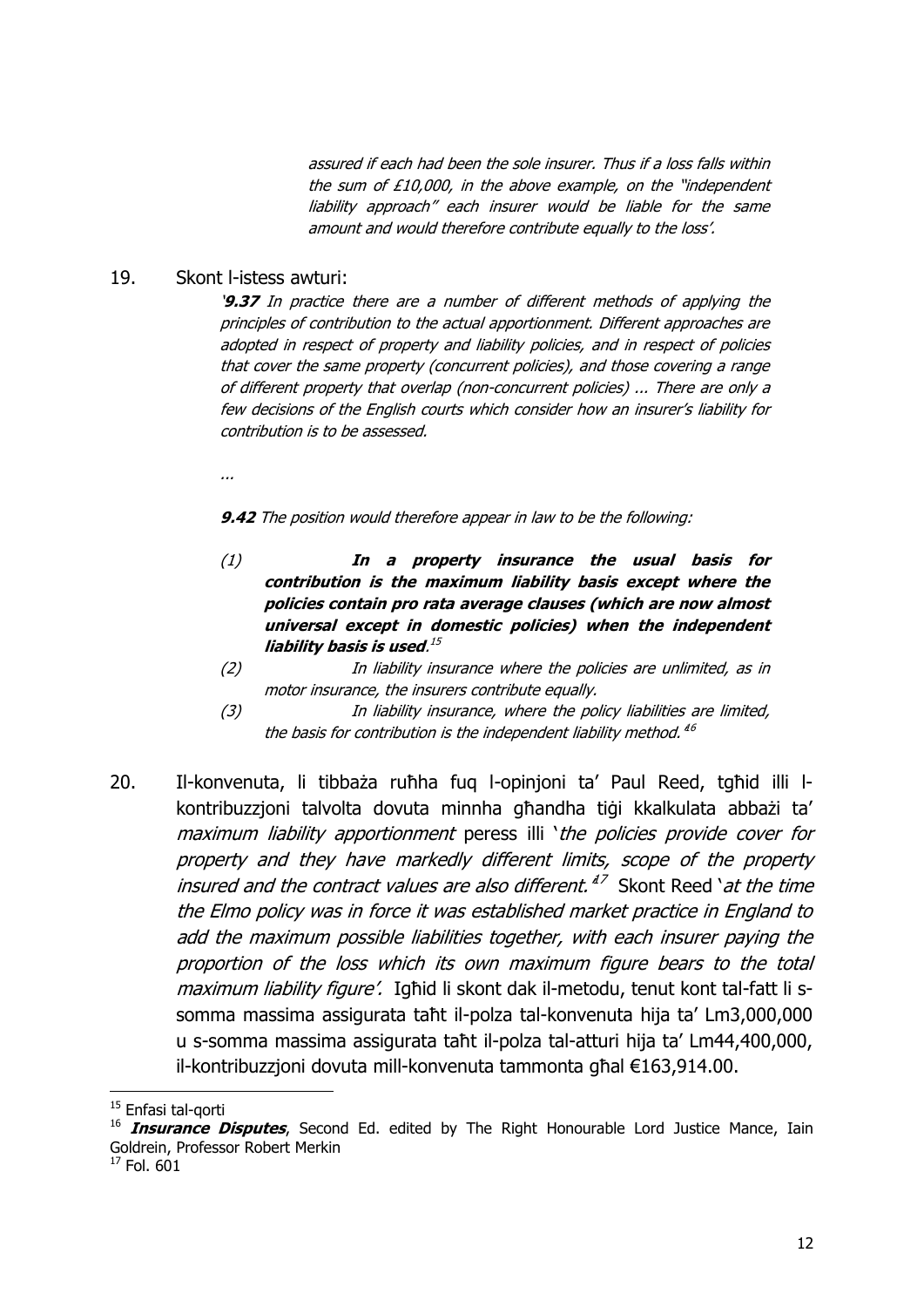*assured if each had been the sole insurer. Thus if a loss falls within the sum of £10,000, in the above example, on the "independent liability approach" each insurer would be liable for the same amount and would therefore contribute equally to the loss'.*

19. Skont l-istess awturi:

> '***9.37*** *In practice there are a number of different methods of applying the principles of contribution to the actual apportionment. Different approaches are adopted in respect of property and liability policies, and in respect of policies that cover the same property (concurrent policies), and those covering a range of different property that overlap (non-concurrent policies) ... There are only a few decisions of the English courts which consider how an insurer's liability for contribution is to be assessed.*
>
> *...*
>
> ***9.42*** *The position would therefore appear in law to be the following:*
>
> *(1) **In a property insurance the usual basis for contribution is the maximum liability basis except where the policies contain pro rata average clauses (which are now almost universal except in domestic policies) when the independent liability basis is used**.*[15]
>
> *(2) In liability insurance where the policies are unlimited, as in motor insurance, the insurers contribute equally.*
>
> *(3) In liability insurance, where the policy liabilities are limited, the basis for contribution is the independent liability method.'*[16]

20. Il-konvenuta, li tibbaża ruħha fuq l-opinjoni ta' Paul Reed, tgħid illi l-kontribuzzjoni talvolta dovuta minnha għandha tiġi kkalkulata abbażi ta' *maximum liability apportionment* peress illi '*the policies provide cover for property and they have markedly different limits, scope of the property insured and the contract values are also different.'*[17] Skont Reed '*at the time the Elmo policy was in force it was established market practice in England to add the maximum possible liabilities together, with each insurer paying the proportion of the loss which its own maximum figure bears to the total maximum liability figure'.* Igħid li skont dak il-metodu, tenut kont tal-fatt li s-somma massima assigurata taħt il-polza tal-konvenuta hija ta' Lm3,000,000 u s-somma massima assigurata taħt il-polza tal-atturi hija ta' Lm44,400,000, il-kontribuzzjoni dovuta mill-konvenuta tammonta għal €163,914.00.

---

[15] Enfasi tal-qorti

[16] ***Insurance Disputes***, Second Ed. edited by The Right Honourable Lord Justice Mance, Iain Goldrein, Professor Robert Merkin

[17] Fol. 601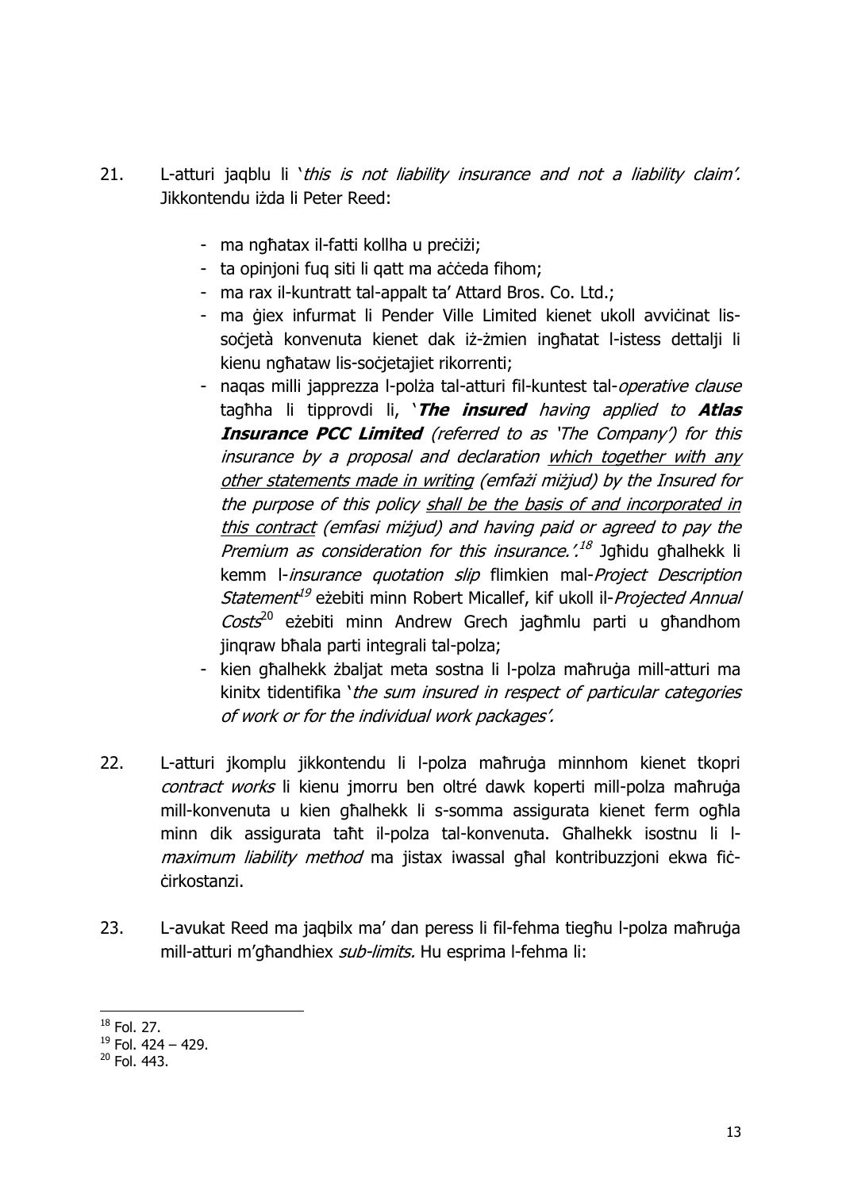21. L-atturi jaqblu li '*this is not liability insurance and not a liability claim'.* Jikkontendu iżda li Peter Reed:

    - ma ngħatax il-fatti kollha u preċiżi;
    - ta opinjoni fuq siti li qatt ma aċċeda fihom;
    - ma rax il-kuntratt tal-appalt ta' Attard Bros. Co. Ltd.;
    - ma ġiex infurmat li Pender Ville Limited kienet ukoll avviċinat lis-soċjetà konvenuta kienet dak iż-żmien ingħatat l-istess dettalji li kienu ngħataw lis-soċjetajiet rikorrenti;
    - naqas milli japprezza l-polża tal-atturi fil-kuntest tal-*operative clause* tagħha li tipprovdi li, '***The insured** having applied to **Atlas Insurance PCC Limited** (referred to as 'The Company') for this insurance by a proposal and declaration <u>which together with any other statements made in writing</u> (emfażi miżjud) by the Insured for the purpose of this policy <u>shall be the basis of and incorporated in this contract</u> (emfasi miżjud) and having paid or agreed to pay the Premium as consideration for this insurance.'.*[18] Jgħidu għalhekk li kemm l-*insurance quotation slip* flimkien mal-*Project Description Statement*[19] eżebiti minn Robert Micallef, kif ukoll il-*Projected Annual Costs*[20] eżebiti minn Andrew Grech jagħmlu parti u għandhom jinqraw bħala parti integrali tal-polza;
    - kien għalhekk żbaljat meta sostna li l-polza maħruġa mill-atturi ma kinitx tidentifika '*the sum insured in respect of particular categories of work or for the individual work packages'.*

22. L-atturi jkomplu jikkontendu li l-polza maħruġa minnhom kienet tkopri *contract works* li kienu jmorru ben oltré dawk koperti mill-polza maħruġa mill-konvenuta u kien għalhekk li s-somma assigurata kienet ferm ogħla minn dik assigurata taħt il-polza tal-konvenuta. Għalhekk isostnu li l-*maximum liability method* ma jistax iwassal għal kontribuzzjoni ekwa fiċ-ċirkostanzi.

23. L-avukat Reed ma jaqbilx ma' dan peress li fil-fehma tiegħu l-polza maħruġa mill-atturi m'għandhiex *sub-limits.* Hu esprima l-fehma li:

---

[18] Fol. 27.
[19] Fol. 424 – 429.
[20] Fol. 443.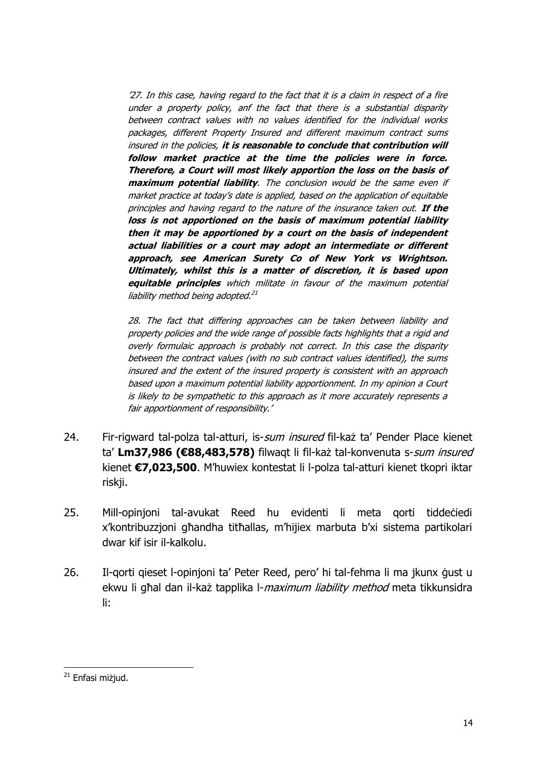*'27. In this case, having regard to the fact that it is a claim in respect of a fire under a property policy, anf the fact that there is a substantial disparity between contract values with no values identified for the individual works packages, different Property Insured and different maximum contract sums insured in the policies,* ***it is reasonable to conclude that contribution will follow market practice at the time the policies were in force. Therefore, a Court will most likely apportion the loss on the basis of maximum potential liability****. The conclusion would be the same even if market practice at today's date is applied, based on the application of equitable principles and having regard to the nature of the insurance taken out.* ***If the loss is not apportioned on the basis of maximum potential liability then it may be apportioned by a court on the basis of independent actual liabilities or a court may adopt an intermediate or different approach, see American Surety Co of New York vs Wrightson. Ultimately, whilst this is a matter of discretion, it is based upon equitable principles*** *which militate in favour of the maximum potential liability method being adopted.*[21]

*28. The fact that differing approaches can be taken between liability and property policies and the wide range of possible facts highlights that a rigid and overly formulaic approach is probably not correct. In this case the disparity between the contract values (with no sub contract values identified), the sums insured and the extent of the insured property is consistent with an approach based upon a maximum potential liability apportionment. In my opinion a Court is likely to be sympathetic to this approach as it more accurately represents a fair apportionment of responsibility.'*

24. Fir-rigward tal-polza tal-atturi, is-*sum insured* fil-każ ta' Pender Place kienet ta' **Lm37,986 (€88,483,578)** filwaqt li fil-każ tal-konvenuta s-*sum insured* kienet **€7,023,500**. M'huwiex kontestat li l-polza tal-atturi kienet tkopri iktar riskji.

25. Mill-opinjoni tal-avukat Reed hu evidenti li meta qorti tiddeċiedi x'kontribuzzjoni għandha titħallas, m'hijiex marbuta b'xi sistema partikolari dwar kif isir il-kalkolu.

26. Il-qorti qieset l-opinjoni ta' Peter Reed, pero' hi tal-fehma li ma jkunx ġust u ekwu li għal dan il-każ tapplika l-*maximum liability method* meta tikkunsidra li:

---

[21] Enfasi miżjud.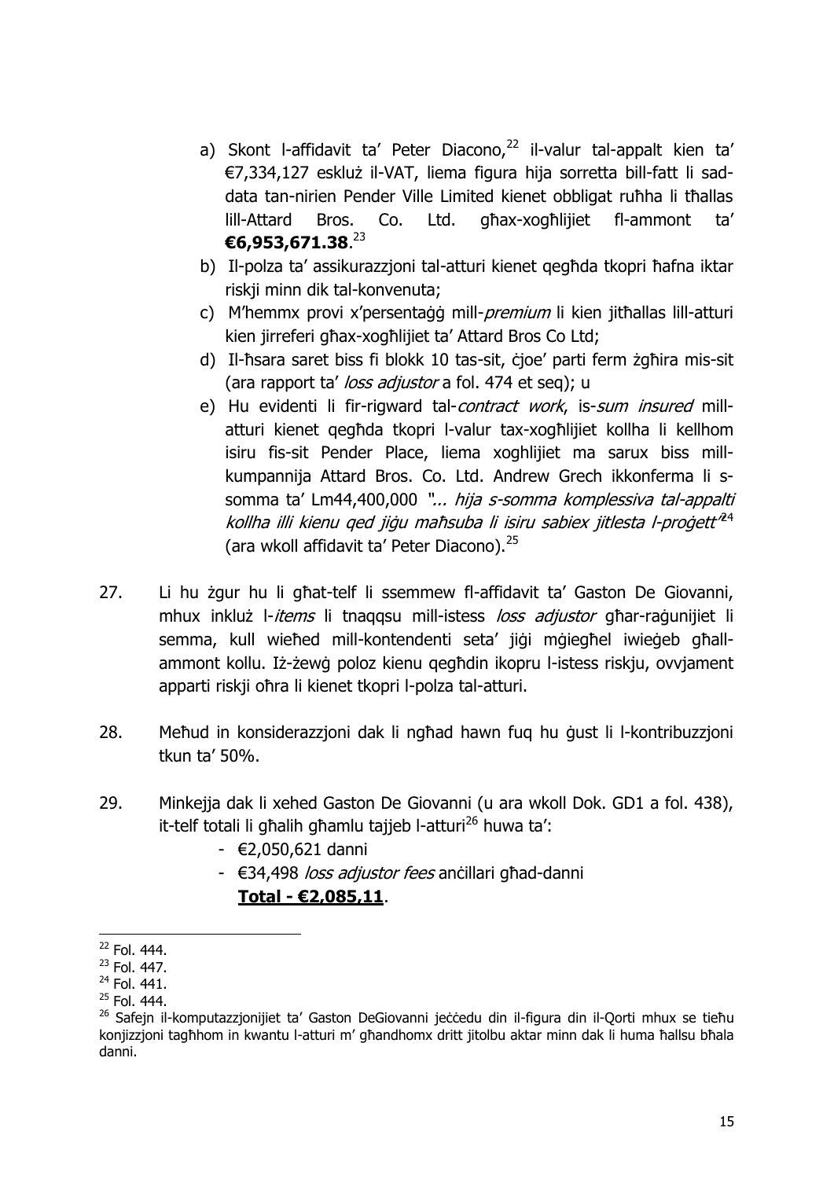a) Skont l-affidavit ta' Peter Diacono,[22] il-valur tal-appalt kien ta' €7,334,127 eskluż il-VAT, liema figura hija sorretta bill-fatt li sad-data tan-nirien Pender Ville Limited kienet obbligat ruħha li tħallas lill-Attard Bros. Co. Ltd. għax-xogħlijiet fl-ammont ta' **€6,953,671.38**.[23]

b) Il-polza ta' assikurazzjoni tal-atturi kienet qegħda tkopri ħafna iktar riskji minn dik tal-konvenuta;

c) M'hemmx provi x'persentaġġ mill-*premium* li kien jitħallas lill-atturi kien jirreferi għax-xogħlijiet ta' Attard Bros Co Ltd;

d) Il-ħsara saret biss fi blokk 10 tas-sit, ċjoe' parti ferm żgħira mis-sit (ara rapport ta' *loss adjustor* a fol. 474 et seq); u

e) Hu evidenti li fir-rigward tal-*contract work*, is-*sum insured* mill-atturi kienet qegħda tkopri l-valur tax-xogħlijiet kollha li kellhom isiru fis-sit Pender Place, liema xoghlijiet ma sarux biss mill-kumpannija Attard Bros. Co. Ltd. Andrew Grech ikkonferma li s-somma ta' Lm44,400,000 *"... hija s-somma komplessiva tal-appalti kollha illi kienu qed jiġu maħsuba li isiru sabiex jitlesta l-proġett"*[24] (ara wkoll affidavit ta' Peter Diacono).[25]

27. Li hu żgur hu li għat-telf li ssemmew fl-affidavit ta' Gaston De Giovanni, mhux inkluż l-*items* li tnaqqsu mill-istess *loss adjustor* għar-raġunijiet li semma, kull wieħed mill-kontendenti seta' jiġi mġiegħel iwieġeb għall-ammont kollu. Iż-żewġ poloz kienu qegħdin ikopru l-istess riskju, ovvjament apparti riskji oħra li kienet tkopri l-polza tal-atturi.

28. Meħud in konsiderazzjoni dak li ngħad hawn fuq hu ġust li l-kontribuzzjoni tkun ta' 50%.

29. Minkejja dak li xehed Gaston De Giovanni (u ara wkoll Dok. GD1 a fol. 438), it-telf totali li għalih għamlu tajjeb l-atturi[26] huwa ta':

- €2,050,621 danni
- €34,498 *loss adjustor fees* anċillari għad-danni

**<u>Total - €2,085,11</u>**.

---

[22] Fol. 444.

[23] Fol. 447.

[24] Fol. 441.

[25] Fol. 444.

[26] Safejn il-komputazzjonijiet ta' Gaston DeGiovanni jeċċedu din il-figura din il-Qorti mhux se tieħu konjizzjoni tagħhom in kwantu l-atturi m' għandhomx dritt jitolbu aktar minn dak li huma ħallsu bħala danni.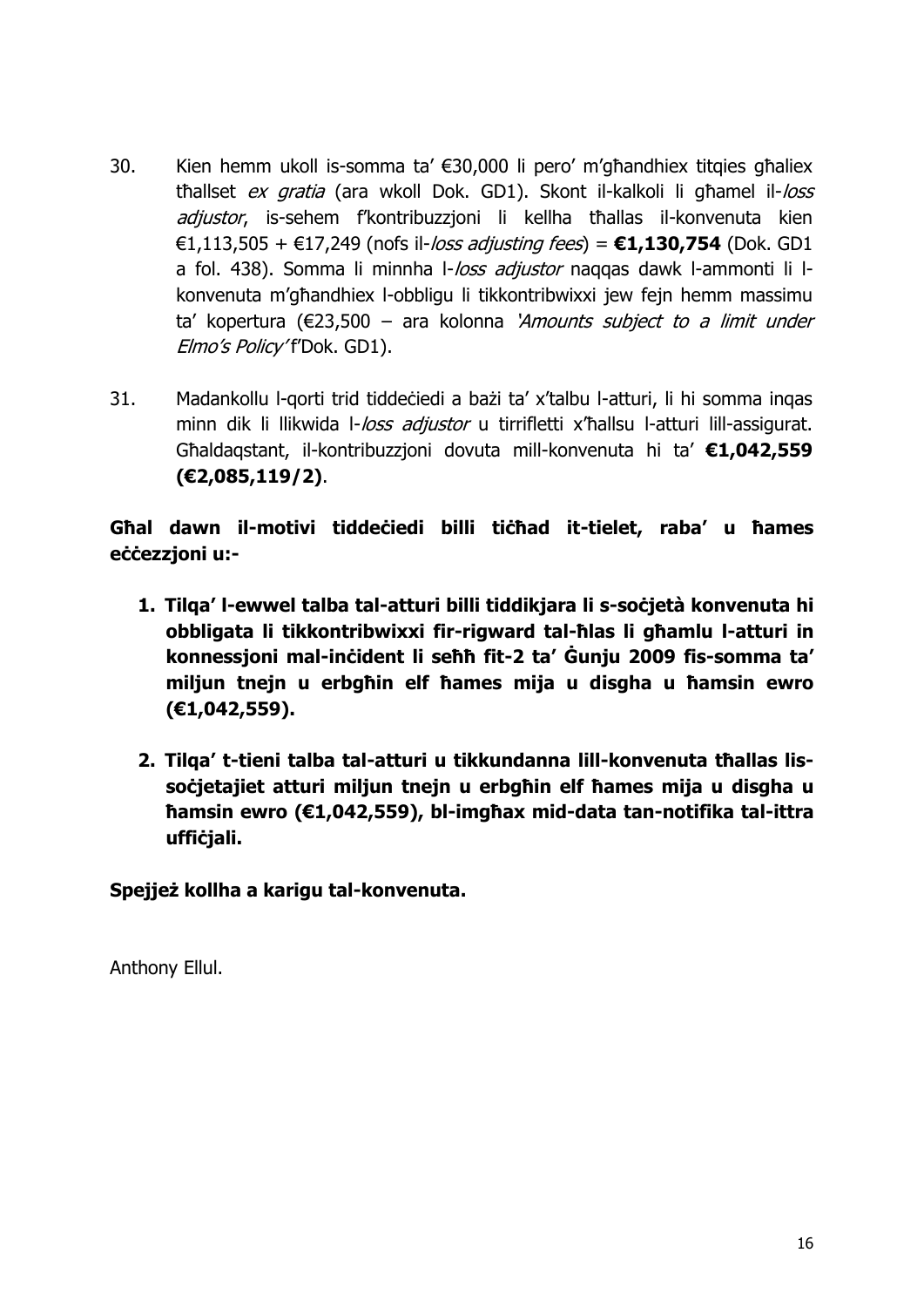30. Kien hemm ukoll is-somma ta' €30,000 li pero' m'għandhiex titqies għaliex tħallset *ex gratia* (ara wkoll Dok. GD1). Skont il-kalkoli li għamel il-*loss adjustor*, is-sehem f'kontribuzzjoni li kellha tħallas il-konvenuta kien €1,113,505 + €17,249 (nofs il-*loss adjusting fees*) = **€1,130,754** (Dok. GD1 a fol. 438). Somma li minnha l-*loss adjustor* naqqas dawk l-ammonti li l-konvenuta m'għandhiex l-obbligu li tikkontribwixxi jew fejn hemm massimu ta' kopertura (€23,500 – ara kolonna *'Amounts subject to a limit under Elmo's Policy'* f'Dok. GD1).

31. Madankollu l-qorti trid tiddeċiedi a bażi ta' x'talbu l-atturi, li hi somma inqas minn dik li llikwida l-*loss adjustor* u tirrifletti x'ħallsu l-atturi lill-assigurat. Għaldaqstant, il-kontribuzzjoni dovuta mill-konvenuta hi ta' **€1,042,559 (€2,085,119/2)**.

**Għal dawn il-motivi tiddeċiedi billi tiċħad it-tielet, raba' u ħames eċċezzjoni u:-**

1. **Tilqa' l-ewwel talba tal-atturi billi tiddikjara li s-soċjetà konvenuta hi obbligata li tikkontribwixxi fir-rigward tal-ħlas li għamlu l-atturi in konnessjoni mal-inċident li seħħ fit-2 ta' Ġunju 2009 fis-somma ta' miljun tnejn u erbgħin elf ħames mija u disgħa u ħamsin ewro (€1,042,559).**

2. **Tilqa' t-tieni talba tal-atturi u tikkundanna lill-konvenuta tħallas lis-soċjetajiet atturi miljun tnejn u erbgħin elf ħames mija u disgħa u ħamsin ewro (€1,042,559), bl-imgħax mid-data tan-notifika tal-ittra uffiċjali.**

**Spejjeż kollha a karigu tal-konvenuta.**

Anthony Ellul.